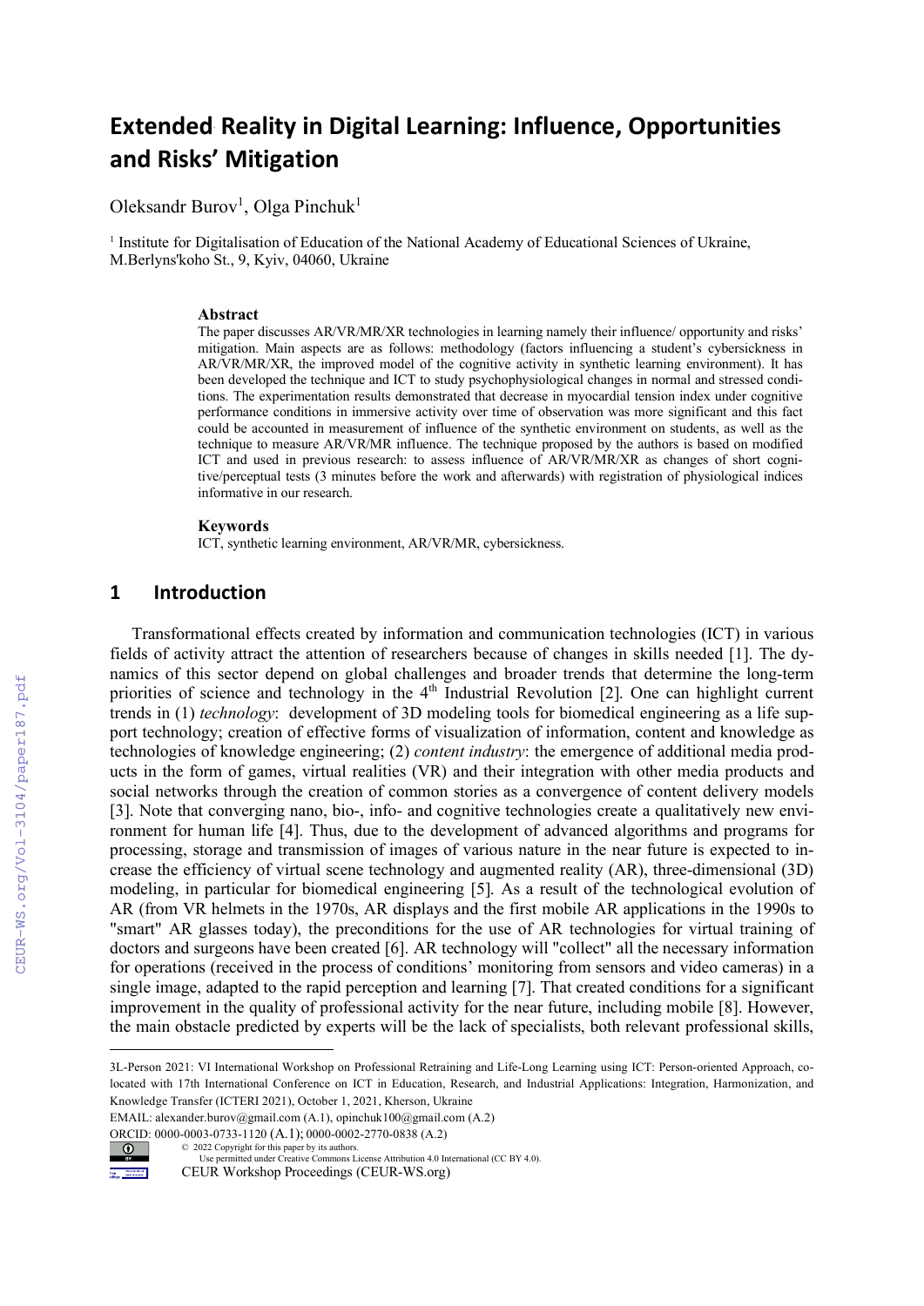# Extended Reality in Digital Learning: Influence, Opportunities and Risks' Mitigation

Oleksandr Burov[1], Olga Pinchuk[1]

[1] Institute for Digitalisation of Education of the National Academy of Educational Sciences of Ukraine, M.Berlyns'koho St., 9, Kyiv, 04060, Ukraine

### Abstract

The paper discusses AR/VR/MR/XR technologies in learning namely their influence/ opportunity and risks' mitigation. Main aspects are as follows: methodology (factors influencing a student's cybersickness in AR/VR/MR/XR, the improved model of the cognitive activity in synthetic learning environment). It has been developed the technique and ICT to study psychophysiological changes in normal and stressed conditions. The experimentation results demonstrated that decrease in myocardial tension index under cognitive performance conditions in immersive activity over time of observation was more significant and this fact could be accounted in measurement of influence of the synthetic environment on students, as well as the technique to measure AR/VR/MR influence. The technique proposed by the authors is based on modified ICT and used in previous research: to assess influence of AR/VR/MR/XR as changes of short cognitive/perceptual tests (3 minutes before the work and afterwards) with registration of physiological indices informative in our research.

### Keywords

ICT, synthetic learning environment, AR/VR/MR, cybersickness.

## 1 Introduction

Transformational effects created by information and communication technologies (ICT) in various fields of activity attract the attention of researchers because of changes in skills needed [1]. The dynamics of this sector depend on global challenges and broader trends that determine the long-term priorities of science and technology in the 4th Industrial Revolution [2]. One can highlight current trends in (1) *technology*: development of 3D modeling tools for biomedical engineering as a life support technology; creation of effective forms of visualization of information, content and knowledge as technologies of knowledge engineering; (2) *content industry*: the emergence of additional media products in the form of games, virtual realities (VR) and their integration with other media products and social networks through the creation of common stories as a convergence of content delivery models [3]. Note that converging nano, bio-, info- and cognitive technologies create a qualitatively new environment for human life [4]. Thus, due to the development of advanced algorithms and programs for processing, storage and transmission of images of various nature in the near future is expected to increase the efficiency of virtual scene technology and augmented reality (AR), three-dimensional (3D) modeling, in particular for biomedical engineering [5]. As a result of the technological evolution of AR (from VR helmets in the 1970s, AR displays and the first mobile AR applications in the 1990s to "smart" AR glasses today), the preconditions for the use of AR technologies for virtual training of doctors and surgeons have been created [6]. AR technology will "collect" all the necessary information for operations (received in the process of conditions' monitoring from sensors and video cameras) in a single image, adapted to the rapid perception and learning [7]. That created conditions for a significant improvement in the quality of professional activity for the near future, including mobile [8]. However, the main obstacle predicted by experts will be the lack of specialists, both relevant professional skills,

---

3L-Person 2021: VI International Workshop on Professional Retraining and Life-Long Learning using ICT: Person-oriented Approach, co-located with 17th International Conference on ICT in Education, Research, and Industrial Applications: Integration, Harmonization, and Knowledge Transfer (ICTERI 2021), October 1, 2021, Kherson, Ukraine

EMAIL: alexander.burov@gmail.com (A.1), opinchuk100@gmail.com (A.2)

ORCID: 0000-0003-0733-1120 (A.1); 0000-0002-2770-0838 (A.2)

© 2022 Copyright for this paper by its authors. Use permitted under Creative Commons License Attribution 4.0 International (CC BY 4.0).

CEUR Workshop Proceedings (CEUR-WS.org)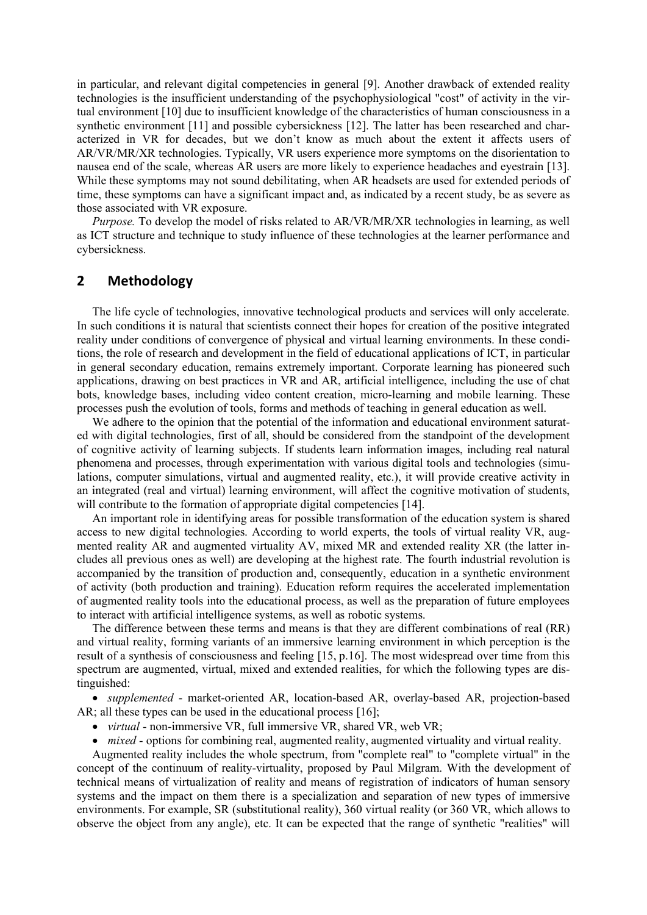in particular, and relevant digital competencies in general [9]. Another drawback of extended reality technologies is the insufficient understanding of the psychophysiological "cost" of activity in the virtual environment [10] due to insufficient knowledge of the characteristics of human consciousness in a synthetic environment [11] and possible cybersickness [12]. The latter has been researched and characterized in VR for decades, but we don't know as much about the extent it affects users of AR/VR/MR/XR technologies. Typically, VR users experience more symptoms on the disorientation to nausea end of the scale, whereas AR users are more likely to experience headaches and eyestrain [13]. While these symptoms may not sound debilitating, when AR headsets are used for extended periods of time, these symptoms can have a significant impact and, as indicated by a recent study, be as severe as those associated with VR exposure.

*Purpose.* To develop the model of risks related to AR/VR/MR/XR technologies in learning, as well as ICT structure and technique to study influence of these technologies at the learner performance and cybersickness.

## 2 Methodology

The life cycle of technologies, innovative technological products and services will only accelerate. In such conditions it is natural that scientists connect their hopes for creation of the positive integrated reality under conditions of convergence of physical and virtual learning environments. In these conditions, the role of research and development in the field of educational applications of ICT, in particular in general secondary education, remains extremely important. Corporate learning has pioneered such applications, drawing on best practices in VR and AR, artificial intelligence, including the use of chat bots, knowledge bases, including video content creation, micro-learning and mobile learning. These processes push the evolution of tools, forms and methods of teaching in general education as well.

We adhere to the opinion that the potential of the information and educational environment saturated with digital technologies, first of all, should be considered from the standpoint of the development of cognitive activity of learning subjects. If students learn information images, including real natural phenomena and processes, through experimentation with various digital tools and technologies (simulations, computer simulations, virtual and augmented reality, etc.), it will provide creative activity in an integrated (real and virtual) learning environment, will affect the cognitive motivation of students, will contribute to the formation of appropriate digital competencies [14].

An important role in identifying areas for possible transformation of the education system is shared access to new digital technologies. According to world experts, the tools of virtual reality VR, augmented reality AR and augmented virtuality AV, mixed MR and extended reality XR (the latter includes all previous ones as well) are developing at the highest rate. The fourth industrial revolution is accompanied by the transition of production and, consequently, education in a synthetic environment of activity (both production and training). Education reform requires the accelerated implementation of augmented reality tools into the educational process, as well as the preparation of future employees to interact with artificial intelligence systems, as well as robotic systems.

The difference between these terms and means is that they are different combinations of real (RR) and virtual reality, forming variants of an immersive learning environment in which perception is the result of a synthesis of consciousness and feeling [15, p.16]. The most widespread over time from this spectrum are augmented, virtual, mixed and extended realities, for which the following types are distinguished:

- *supplemented* - market-oriented AR, location-based AR, overlay-based AR, projection-based AR; all these types can be used in the educational process [16];
- *virtual* - non-immersive VR, full immersive VR, shared VR, web VR;
- *mixed* - options for combining real, augmented reality, augmented virtuality and virtual reality.

Augmented reality includes the whole spectrum, from "complete real" to "complete virtual" in the concept of the continuum of reality-virtuality, proposed by Paul Milgram. With the development of technical means of virtualization of reality and means of registration of indicators of human sensory systems and the impact on them there is a specialization and separation of new types of immersive environments. For example, SR (substitutional reality), 360 virtual reality (or 360 VR, which allows to observe the object from any angle), etc. It can be expected that the range of synthetic "realities" will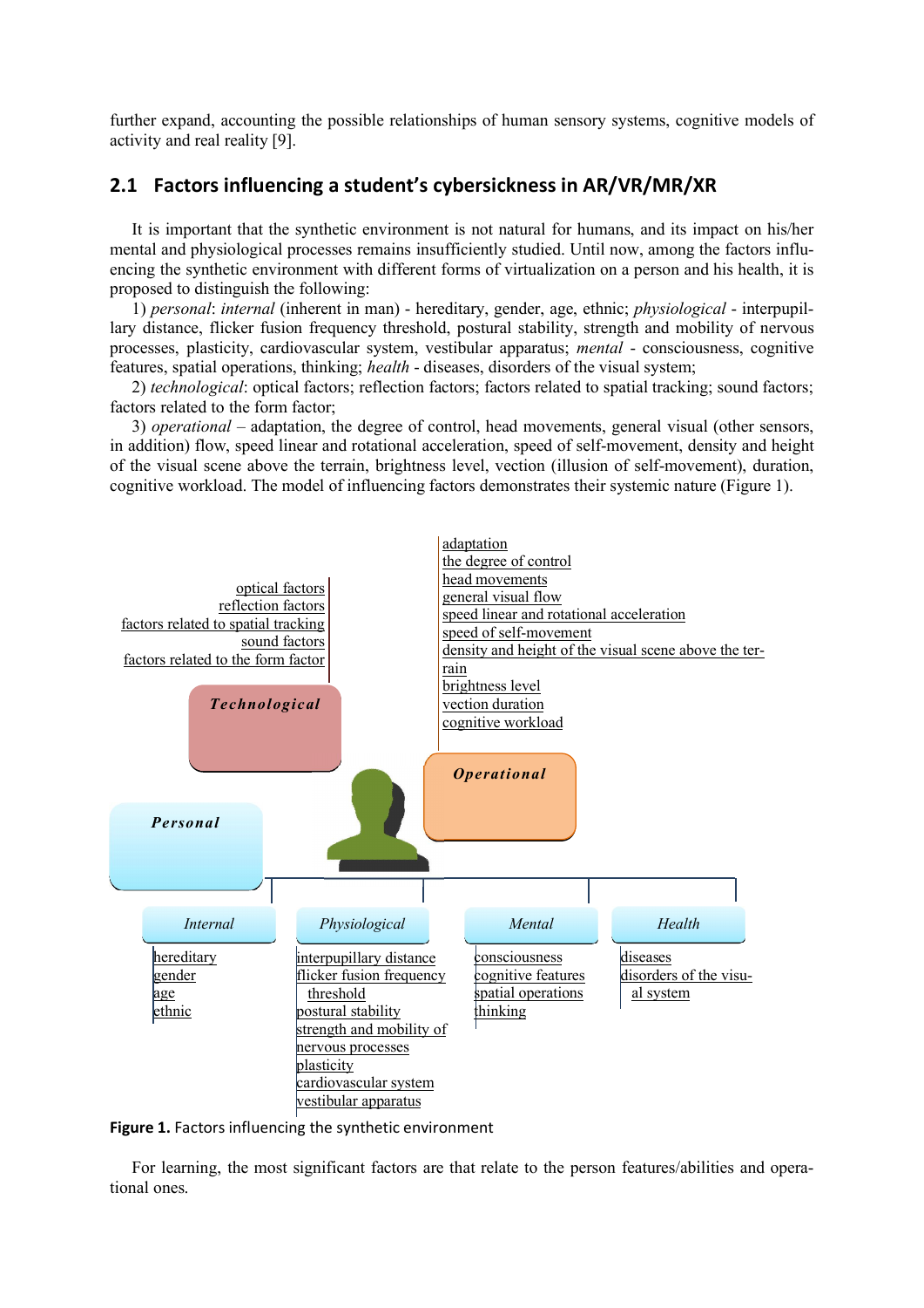further expand, accounting the possible relationships of human sensory systems, cognitive models of activity and real reality [9].

## 2.1 Factors influencing a student's cybersickness in AR/VR/MR/XR

It is important that the synthetic environment is not natural for humans, and its impact on his/her mental and physiological processes remains insufficiently studied. Until now, among the factors influencing the synthetic environment with different forms of virtualization on a person and his health, it is proposed to distinguish the following:

1) *personal*: *internal* (inherent in man) - hereditary, gender, age, ethnic; *physiological* - interpupillary distance, flicker fusion frequency threshold, postural stability, strength and mobility of nervous processes, plasticity, cardiovascular system, vestibular apparatus; *mental* - consciousness, cognitive features, spatial operations, thinking; *health* - diseases, disorders of the visual system;

2) *technological*: optical factors; reflection factors; factors related to spatial tracking; sound factors; factors related to the form factor;

3) *operational* – adaptation, the degree of control, head movements, general visual (other sensors, in addition) flow, speed linear and rotational acceleration, speed of self-movement, density and height of the visual scene above the terrain, brightness level, vection (illusion of self-movement), duration, cognitive workload. The model of influencing factors demonstrates their systemic nature (Figure 1).

**Technological**
- optical factors
- reflection factors
- factors related to spatial tracking
- sound factors
- factors related to the form factor

**Operational**
- adaptation
- the degree of control
- head movements
- general visual flow
- speed linear and rotational acceleration
- speed of self-movement
- density and height of the visual scene above the terrain
- brightness level
- vection duration
- cognitive workload

**Personal**

*Internal*
- hereditary
- gender
- age
- ethnic

*Physiological*
- interpupillary distance
- flicker fusion frequency threshold
- postural stability
- strength and mobility of nervous processes
- plasticity
- cardiovascular system
- vestibular apparatus

*Mental*
- consciousness
- cognitive features
- spatial operations
- thinking

*Health*
- diseases
- disorders of the visual system

**Figure 1.** Factors influencing the synthetic environment

For learning, the most significant factors are that relate to the person features/abilities and operational ones.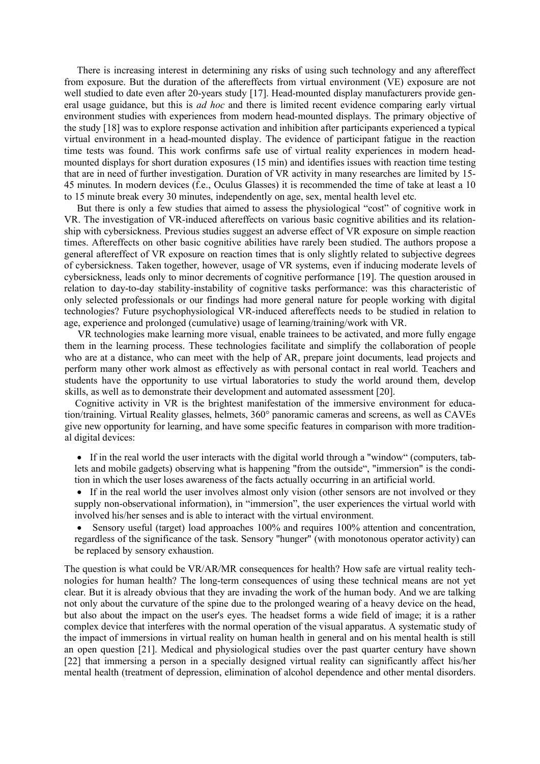There is increasing interest in determining any risks of using such technology and any aftereffect from exposure. But the duration of the aftereffects from virtual environment (VE) exposure are not well studied to date even after 20-years study [17]. Head-mounted display manufacturers provide general usage guidance, but this is *ad hoc* and there is limited recent evidence comparing early virtual environment studies with experiences from modern head-mounted displays. The primary objective of the study [18] was to explore response activation and inhibition after participants experienced a typical virtual environment in a head-mounted display. The evidence of participant fatigue in the reaction time tests was found. This work confirms safe use of virtual reality experiences in modern head-mounted displays for short duration exposures (15 min) and identifies issues with reaction time testing that are in need of further investigation. Duration of VR activity in many researches are limited by 15-45 minutes. In modern devices (f.e., Oculus Glasses) it is recommended the time of take at least a 10 to 15 minute break every 30 minutes, independently on age, sex, mental health level etc.

But there is only a few studies that aimed to assess the physiological "cost" of cognitive work in VR. The investigation of VR-induced aftereffects on various basic cognitive abilities and its relationship with cybersickness. Previous studies suggest an adverse effect of VR exposure on simple reaction times. Aftereffects on other basic cognitive abilities have rarely been studied. The authors propose a general aftereffect of VR exposure on reaction times that is only slightly related to subjective degrees of cybersickness. Taken together, however, usage of VR systems, even if inducing moderate levels of cybersickness, leads only to minor decrements of cognitive performance [19]. The question aroused in relation to day-to-day stability-instability of cognitive tasks performance: was this characteristic of only selected professionals or our findings had more general nature for people working with digital technologies? Future psychophysiological VR-induced aftereffects needs to be studied in relation to age, experience and prolonged (cumulative) usage of learning/training/work with VR.

VR technologies make learning more visual, enable trainees to be activated, and more fully engage them in the learning process. These technologies facilitate and simplify the collaboration of people who are at a distance, who can meet with the help of AR, prepare joint documents, lead projects and perform many other work almost as effectively as with personal contact in real world. Teachers and students have the opportunity to use virtual laboratories to study the world around them, develop skills, as well as to demonstrate their development and automated assessment [20].

Cognitive activity in VR is the brightest manifestation of the immersive environment for education/training. Virtual Reality glasses, helmets, 360° panoramic cameras and screens, as well as CAVEs give new opportunity for learning, and have some specific features in comparison with more traditional digital devices:

- If in the real world the user interacts with the digital world through a "window" (computers, tablets and mobile gadgets) observing what is happening "from the outside", "immersion" is the condition in which the user loses awareness of the facts actually occurring in an artificial world.
- If in the real world the user involves almost only vision (other sensors are not involved or they supply non-observational information), in "immersion", the user experiences the virtual world with involved his/her senses and is able to interact with the virtual environment.
- Sensory useful (target) load approaches 100% and requires 100% attention and concentration, regardless of the significance of the task. Sensory "hunger" (with monotonous operator activity) can be replaced by sensory exhaustion.

The question is what could be VR/AR/MR consequences for health? How safe are virtual reality technologies for human health? The long-term consequences of using these technical means are not yet clear. But it is already obvious that they are invading the work of the human body. And we are talking not only about the curvature of the spine due to the prolonged wearing of a heavy device on the head, but also about the impact on the user's eyes. The headset forms a wide field of image; it is a rather complex device that interferes with the normal operation of the visual apparatus. A systematic study of the impact of immersions in virtual reality on human health in general and on his mental health is still an open question [21]. Medical and physiological studies over the past quarter century have shown [22] that immersing a person in a specially designed virtual reality can significantly affect his/her mental health (treatment of depression, elimination of alcohol dependence and other mental disorders.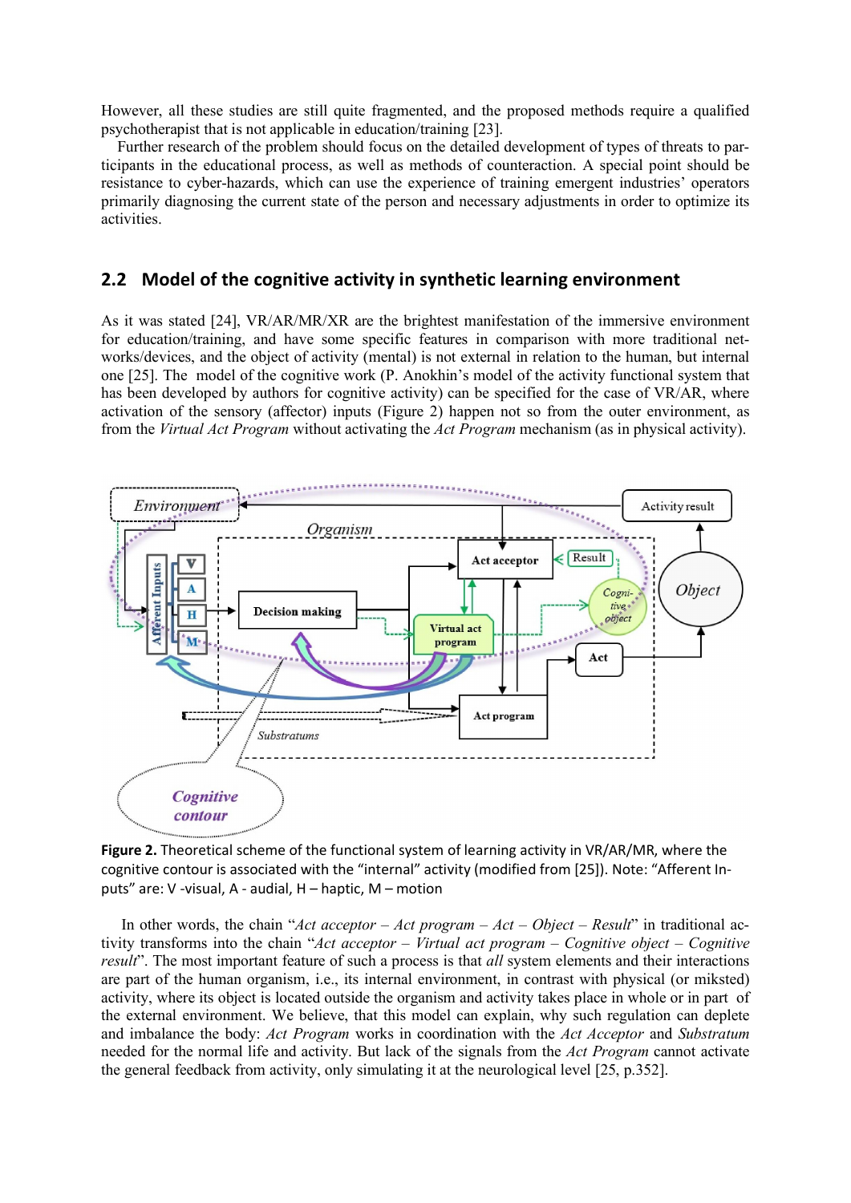However, all these studies are still quite fragmented, and the proposed methods require a qualified psychotherapist that is not applicable in education/training [23].

Further research of the problem should focus on the detailed development of types of threats to participants in the educational process, as well as methods of counteraction. A special point should be resistance to cyber-hazards, which can use the experience of training emergent industries' operators primarily diagnosing the current state of the person and necessary adjustments in order to optimize its activities.

## 2.2 Model of the cognitive activity in synthetic learning environment

As it was stated [24], VR/AR/MR/XR are the brightest manifestation of the immersive environment for education/training, and have some specific features in comparison with more traditional networks/devices, and the object of activity (mental) is not external in relation to the human, but internal one [25]. The model of the cognitive work (P. Anokhin's model of the activity functional system that has been developed by authors for cognitive activity) can be specified for the case of VR/AR, where activation of the sensory (affector) inputs (Figure 2) happen not so from the outer environment, as from the *Virtual Act Program* without activating the *Act Program* mechanism (as in physical activity).

**Figure 2.** Theoretical scheme of the functional system of learning activity in VR/AR/MR, where the cognitive contour is associated with the "internal" activity (modified from [25]). Note: "Afferent Inputs" are: V -visual, A - audial, H – haptic, M – motion

In other words, the chain "*Act acceptor – Act program – Act – Object – Result*" in traditional activity transforms into the chain "*Act acceptor – Virtual act program – Cognitive object – Cognitive result*". The most important feature of such a process is that *all* system elements and their interactions are part of the human organism, i.e., its internal environment, in contrast with physical (or miksted) activity, where its object is located outside the organism and activity takes place in whole or in part of the external environment. We believe, that this model can explain, why such regulation can deplete and imbalance the body: *Act Program* works in coordination with the *Act Acceptor* and *Substratum* needed for the normal life and activity. But lack of the signals from the *Act Program* cannot activate the general feedback from activity, only simulating it at the neurological level [25, p.352].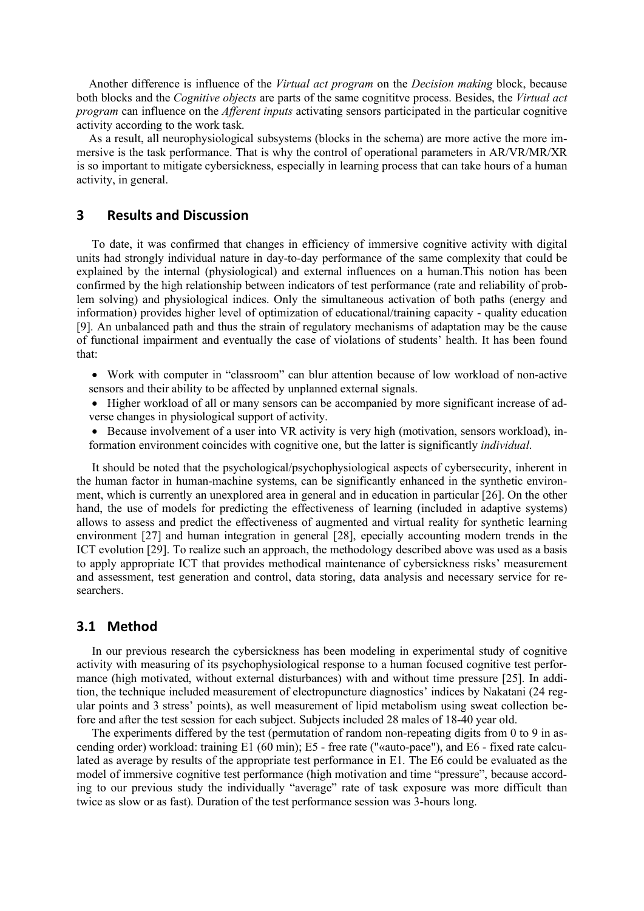Another difference is influence of the *Virtual act program* on the *Decision making* block, because both blocks and the *Cognitive objects* are parts of the same cognititve process. Besides, the *Virtual act program* can influence on the *Afferent inputs* activating sensors participated in the particular cognitive activity according to the work task.

As a result, all neurophysiological subsystems (blocks in the schema) are more active the more immersive is the task performance. That is why the control of operational parameters in AR/VR/MR/XR is so important to mitigate cybersickness, especially in learning process that can take hours of a human activity, in general.

## 3 Results and Discussion

To date, it was confirmed that changes in efficiency of immersive cognitive activity with digital units had strongly individual nature in day-to-day performance of the same complexity that could be explained by the internal (physiological) and external influences on a human.This notion has been confirmed by the high relationship between indicators of test performance (rate and reliability of problem solving) and physiological indices. Only the simultaneous activation of both paths (energy and information) provides higher level of optimization of educational/training capacity - quality education [9]. An unbalanced path and thus the strain of regulatory mechanisms of adaptation may be the cause of functional impairment and eventually the case of violations of students' health. It has been found that:

- Work with computer in "classroom" can blur attention because of low workload of non-active sensors and their ability to be affected by unplanned external signals.
- Higher workload of all or many sensors can be accompanied by more significant increase of adverse changes in physiological support of activity.
- Because involvement of a user into VR activity is very high (motivation, sensors workload), information environment coincides with cognitive one, but the latter is significantly *individual*.

It should be noted that the psychological/psychophysiological aspects of cybersecurity, inherent in the human factor in human-machine systems, can be significantly enhanced in the synthetic environment, which is currently an unexplored area in general and in education in particular [26]. On the other hand, the use of models for predicting the effectiveness of learning (included in adaptive systems) allows to assess and predict the effectiveness of augmented and virtual reality for synthetic learning environment [27] and human integration in general [28], epecially accounting modern trends in the ICT evolution [29]. To realize such an approach, the methodology described above was used as a basis to apply appropriate ICT that provides methodical maintenance of cybersickness risks' measurement and assessment, test generation and control, data storing, data analysis and necessary service for researchers.

### 3.1 Method

In our previous research the cybersickness has been modeling in experimental study of cognitive activity with measuring of its psychophysiological response to a human focused cognitive test performance (high motivated, without external disturbances) with and without time pressure [25]. In addition, the technique included measurement of electropuncture diagnostics' indices by Nakatani (24 regular points and 3 stress' points), as well measurement of lipid metabolism using sweat collection before and after the test session for each subject. Subjects included 28 males of 18-40 year old.

The experiments differed by the test (permutation of random non-repeating digits from 0 to 9 in ascending order) workload: training E1 (60 min); E5 - free rate ("«auto-pace"), and E6 - fixed rate calculated as average by results of the appropriate test performance in E1. The E6 could be evaluated as the model of immersive cognitive test performance (high motivation and time "pressure", because according to our previous study the individually "average" rate of task exposure was more difficult than twice as slow or as fast). Duration of the test performance session was 3-hours long.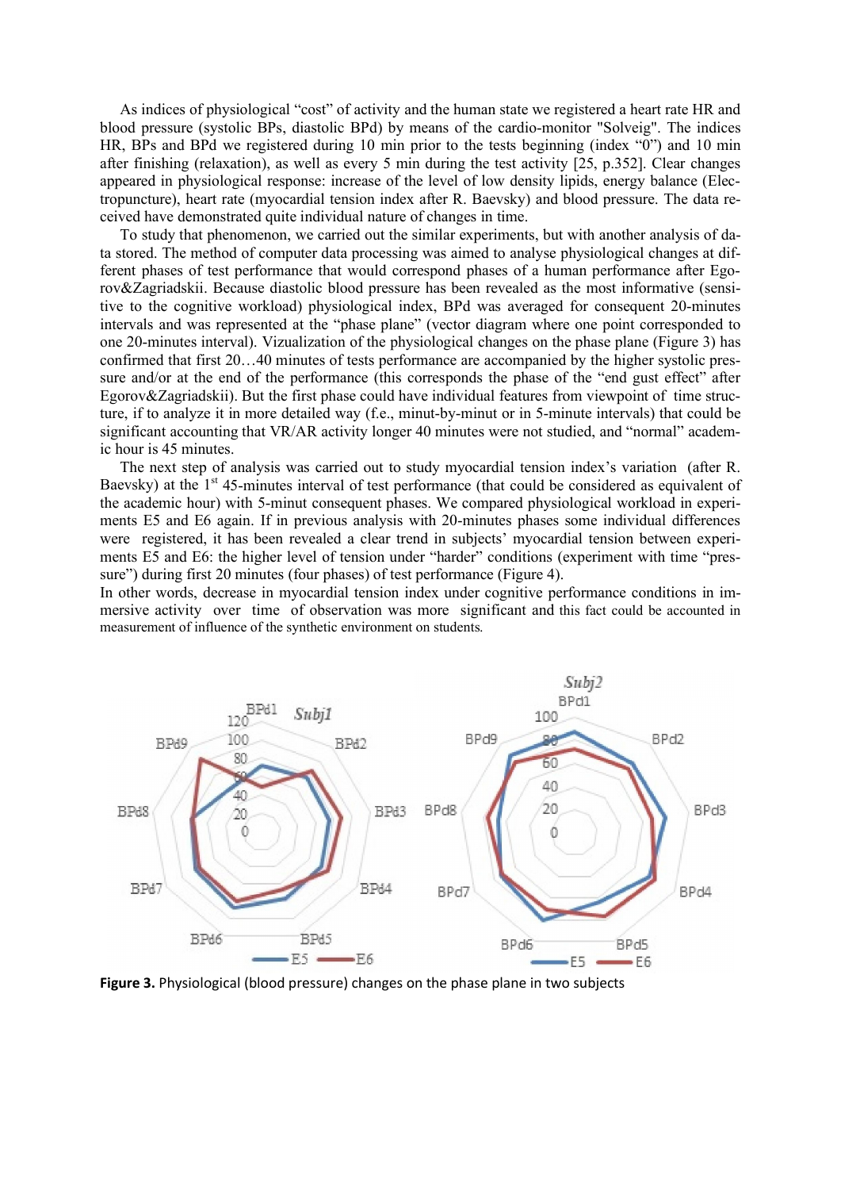As indices of physiological "cost" of activity and the human state we registered a heart rate HR and blood pressure (systolic BPs, diastolic BPd) by means of the cardio-monitor "Solveig". The indices HR, BPs and BPd we registered during 10 min prior to the tests beginning (index "0") and 10 min after finishing (relaxation), as well as every 5 min during the test activity [25, p.352]. Clear changes appeared in physiological response: increase of the level of low density lipids, energy balance (Electropuncture), heart rate (myocardial tension index after R. Baevsky) and blood pressure. The data received have demonstrated quite individual nature of changes in time.

To study that phenomenon, we carried out the similar experiments, but with another analysis of data stored. The method of computer data processing was aimed to analyse physiological changes at different phases of test performance that would correspond phases of a human performance after Egorov&Zagriadskii. Because diastolic blood pressure has been revealed as the most informative (sensitive to the cognitive workload) physiological index, BPd was averaged for consequent 20-minutes intervals and was represented at the "phase plane" (vector diagram where one point corresponded to one 20-minutes interval). Vizualization of the physiological changes on the phase plane (Figure 3) has confirmed that first 20…40 minutes of tests performance are accompanied by the higher systolic pressure and/or at the end of the performance (this corresponds the phase of the "end gust effect" after Egorov&Zagriadskii). But the first phase could have individual features from viewpoint of time structure, if to analyze it in more detailed way (f.e., minut-by-minut or in 5-minute intervals) that could be significant accounting that VR/AR activity longer 40 minutes were not studied, and "normal" academic hour is 45 minutes.

The next step of analysis was carried out to study myocardial tension index's variation (after R. Baevsky) at the 1st 45-minutes interval of test performance (that could be considered as equivalent of the academic hour) with 5-minut consequent phases. We compared physiological workload in experiments E5 and E6 again. If in previous analysis with 20-minutes phases some individual differences were registered, it has been revealed a clear trend in subjects' myocardial tension between experiments E5 and E6: the higher level of tension under "harder" conditions (experiment with time "pressure") during first 20 minutes (four phases) of test performance (Figure 4).

In other words, decrease in myocardial tension index under cognitive performance conditions in immersive activity over time of observation was more significant and this fact could be accounted in measurement of influence of the synthetic environment on students.

**Figure 3.** Physiological (blood pressure) changes on the phase plane in two subjects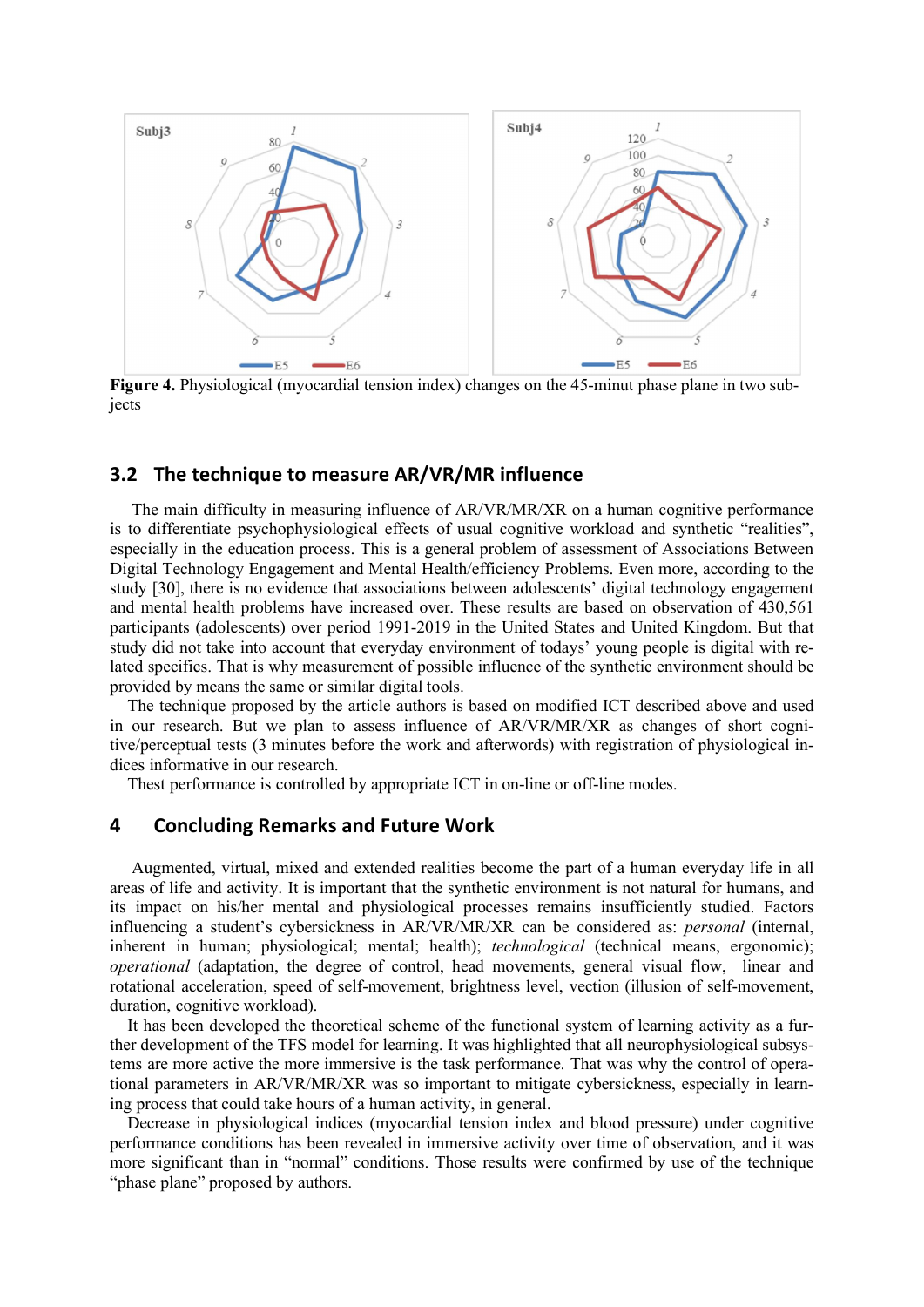**Figure 4.** Physiological (myocardial tension index) changes on the 45-minut phase plane in two subjects

## 3.2 The technique to measure AR/VR/MR influence

The main difficulty in measuring influence of AR/VR/MR/XR on a human cognitive performance is to differentiate psychophysiological effects of usual cognitive workload and synthetic "realities", especially in the education process. This is a general problem of assessment of Associations Between Digital Technology Engagement and Mental Health/efficiency Problems. Even more, according to the study [30], there is no evidence that associations between adolescents' digital technology engagement and mental health problems have increased over. These results are based on observation of 430,561 participants (adolescents) over period 1991-2019 in the United States and United Kingdom. But that study did not take into account that everyday environment of todays' young people is digital with related specifics. That is why measurement of possible influence of the synthetic environment should be provided by means the same or similar digital tools.

The technique proposed by the article authors is based on modified ICT described above and used in our research. But we plan to assess influence of AR/VR/MR/XR as changes of short cognitive/perceptual tests (3 minutes before the work and afterwords) with registration of physiological indices informative in our research.

Thest performance is controlled by appropriate ICT in on-line or off-line modes.

# 4 Concluding Remarks and Future Work

Augmented, virtual, mixed and extended realities become the part of a human everyday life in all areas of life and activity. It is important that the synthetic environment is not natural for humans, and its impact on his/her mental and physiological processes remains insufficiently studied. Factors influencing a student's cybersickness in AR/VR/MR/XR can be considered as: *personal* (internal, inherent in human; physiological; mental; health); *technological* (technical means, ergonomic); *operational* (adaptation, the degree of control, head movements, general visual flow, linear and rotational acceleration, speed of self-movement, brightness level, vection (illusion of self-movement, duration, cognitive workload).

It has been developed the theoretical scheme of the functional system of learning activity as a further development of the TFS model for learning. It was highlighted that all neurophysiological subsystems are more active the more immersive is the task performance. That was why the control of operational parameters in AR/VR/MR/XR was so important to mitigate cybersickness, especially in learning process that could take hours of a human activity, in general.

Decrease in physiological indices (myocardial tension index and blood pressure) under cognitive performance conditions has been revealed in immersive activity over time of observation, and it was more significant than in "normal" conditions. Those results were confirmed by use of the technique "phase plane" proposed by authors.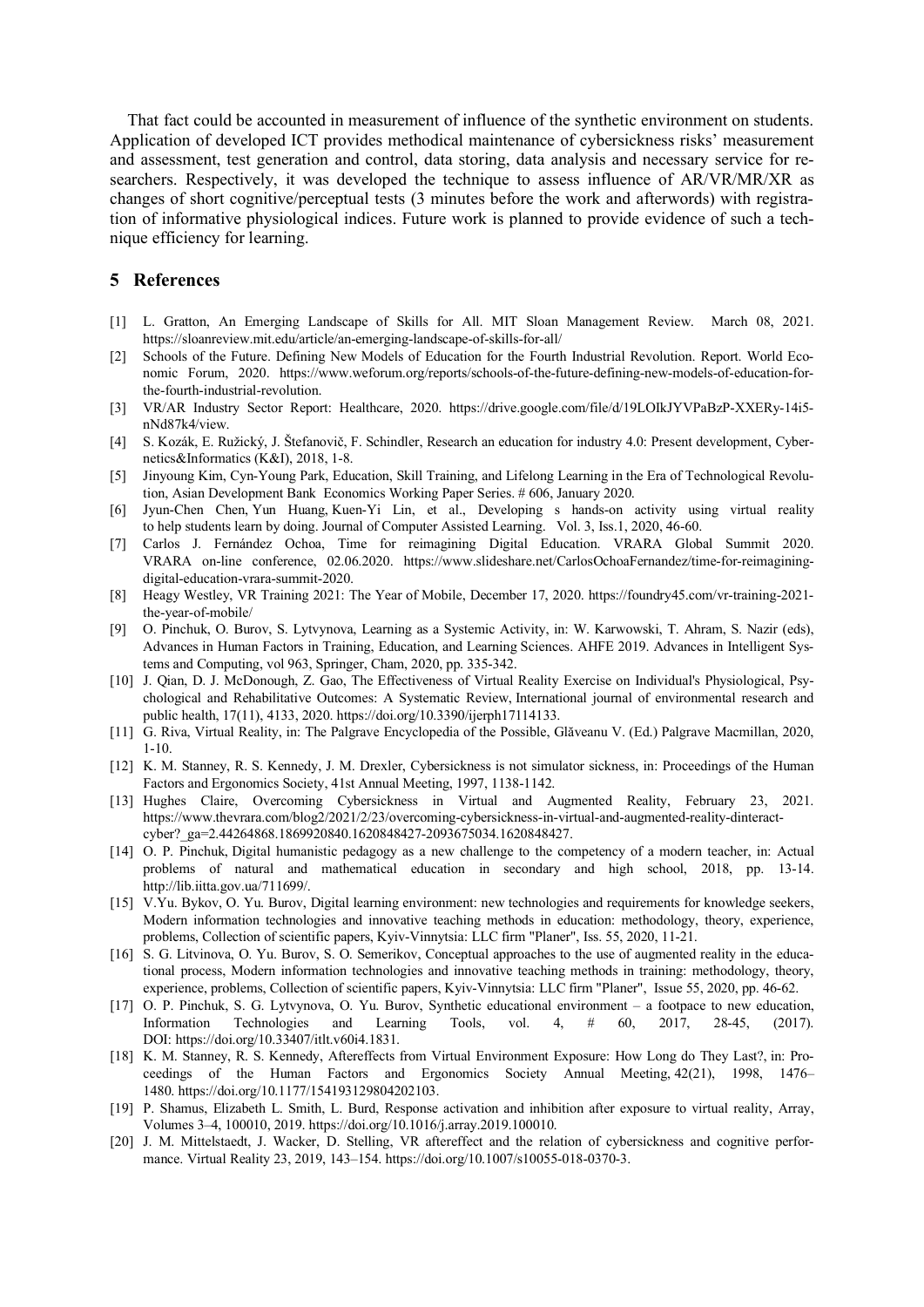That fact could be accounted in measurement of influence of the synthetic environment on students. Application of developed ICT provides methodical maintenance of cybersickness risks' measurement and assessment, test generation and control, data storing, data analysis and necessary service for researchers. Respectively, it was developed the technique to assess influence of AR/VR/MR/XR as changes of short cognitive/perceptual tests (3 minutes before the work and afterwords) with registration of informative physiological indices. Future work is planned to provide evidence of such a technique efficiency for learning.

## 5 References

[1] L. Gratton, An Emerging Landscape of Skills for All. MIT Sloan Management Review. March 08, 2021. https://sloanreview.mit.edu/article/an-emerging-landscape-of-skills-for-all/

[2] Schools of the Future. Defining New Models of Education for the Fourth Industrial Revolution. Report. World Economic Forum, 2020. https://www.weforum.org/reports/schools-of-the-future-defining-new-models-of-education-for-the-fourth-industrial-revolution.

[3] VR/AR Industry Sector Report: Healthcare, 2020. https://drive.google.com/file/d/19LOIkJYVPaBzP-XXERy-14i5-nNd87k4/view.

[4] S. Kozák, E. Ružický, J. Štefanovič, F. Schindler, Research an education for industry 4.0: Present development, Cybernetics&Informatics (K&I), 2018, 1-8.

[5] Jinyoung Kim, Cyn-Young Park, Education, Skill Training, and Lifelong Learning in the Era of Technological Revolution, Asian Development Bank Economics Working Paper Series. # 606, January 2020.

[6] Jyun-Chen Chen, Yun Huang, Kuen-Yi Lin, et al., Developing s hands-on activity using virtual reality to help students learn by doing. Journal of Computer Assisted Learning. Vol. 3, Iss.1, 2020, 46-60.

[7] Carlos J. Fernández Ochoa, Time for reimagining Digital Education. VRARA Global Summit 2020. VRARA on-line conference, 02.06.2020. https://www.slideshare.net/CarlosOchoaFernandez/time-for-reimagining-digital-education-vrara-summit-2020.

[8] Heagy Westley, VR Training 2021: The Year of Mobile, December 17, 2020. https://foundry45.com/vr-training-2021-the-year-of-mobile/

[9] O. Pinchuk, O. Burov, S. Lytvynova, Learning as a Systemic Activity, in: W. Karwowski, T. Ahram, S. Nazir (eds), Advances in Human Factors in Training, Education, and Learning Sciences. AHFE 2019. Advances in Intelligent Systems and Computing, vol 963, Springer, Cham, 2020, pp. 335-342.

[10] J. Qian, D. J. McDonough, Z. Gao, The Effectiveness of Virtual Reality Exercise on Individual's Physiological, Psychological and Rehabilitative Outcomes: A Systematic Review, International journal of environmental research and public health, 17(11), 4133, 2020. https://doi.org/10.3390/ijerph17114133.

[11] G. Riva, Virtual Reality, in: The Palgrave Encyclopedia of the Possible, Glăveanu V. (Ed.) Palgrave Macmillan, 2020, 1-10.

[12] K. M. Stanney, R. S. Kennedy, J. M. Drexler, Cybersickness is not simulator sickness, in: Proceedings of the Human Factors and Ergonomics Society, 41st Annual Meeting, 1997, 1138-1142.

[13] Hughes Claire, Overcoming Cybersickness in Virtual and Augmented Reality, February 23, 2021. https://www.thevrara.com/blog2/2021/2/23/overcoming-cybersickness-in-virtual-and-augmented-reality-dinteract-cyber?_ga=2.44264868.1869920840.1620848427-2093675034.1620848427.

[14] O. P. Pinchuk, Digital humanistic pedagogy as a new challenge to the competency of a modern teacher, in: Actual problems of natural and mathematical education in secondary and high school, 2018, pp. 13-14. http://lib.iitta.gov.ua/711699/.

[15] V.Yu. Bykov, O. Yu. Burov, Digital learning environment: new technologies and requirements for knowledge seekers, Modern information technologies and innovative teaching methods in education: methodology, theory, experience, problems, Collection of scientific papers, Kyiv-Vinnytsia: LLC firm "Planer", Iss. 55, 2020, 11-21.

[16] S. G. Litvinova, O. Yu. Burov, S. O. Semerikov, Conceptual approaches to the use of augmented reality in the educational process, Modern information technologies and innovative teaching methods in training: methodology, theory, experience, problems, Collection of scientific papers, Kyiv-Vinnytsia: LLC firm "Planer", Issue 55, 2020, pp. 46-62.

[17] O. P. Pinchuk, S. G. Lytvynova, O. Yu. Burov, Synthetic educational environment – a footpace to new education, Information Technologies and Learning Tools, vol. 4, # 60, 2017, 28-45, (2017). DOI: https://doi.org/10.33407/itlt.v60i4.1831.

[18] K. M. Stanney, R. S. Kennedy, Aftereffects from Virtual Environment Exposure: How Long do They Last?, in: Proceedings of the Human Factors and Ergonomics Society Annual Meeting, 42(21), 1998, 1476–1480. https://doi.org/10.1177/154193129804202103.

[19] P. Shamus, Elizabeth L. Smith, L. Burd, Response activation and inhibition after exposure to virtual reality, Array, Volumes 3–4, 100010, 2019. https://doi.org/10.1016/j.array.2019.100010.

[20] J. M. Mittelstaedt, J. Wacker, D. Stelling, VR aftereffect and the relation of cybersickness and cognitive performance. Virtual Reality 23, 2019, 143–154. https://doi.org/10.1007/s10055-018-0370-3.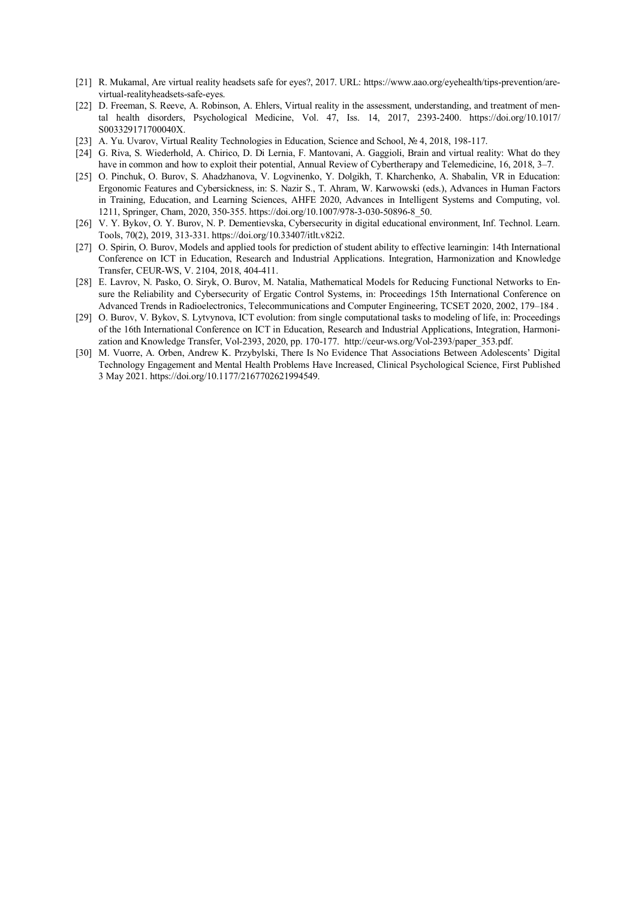[21] R. Mukamal, Are virtual reality headsets safe for eyes?, 2017. URL: https://www.aao.org/eyehealth/tips-prevention/are-virtual-realityheadsets-safe-eyes.

[22] D. Freeman, S. Reeve, A. Robinson, A. Ehlers, Virtual reality in the assessment, understanding, and treatment of mental health disorders, Psychological Medicine, Vol. 47, Iss. 14, 2017, 2393-2400. https://doi.org/10.1017/S003329171700040X.

[23] A. Yu. Uvarov, Virtual Reality Technologies in Education, Science and School, № 4, 2018, 198-117.

[24] G. Riva, S. Wiederhold, A. Chirico, D. Di Lernia, F. Mantovani, A. Gaggioli, Brain and virtual reality: What do they have in common and how to exploit their potential, Annual Review of Cybertherapy and Telemedicine, 16, 2018, 3–7.

[25] O. Pinchuk, O. Burov, S. Ahadzhanova, V. Logvinenko, Y. Dolgikh, T. Kharchenko, A. Shabalin, VR in Education: Ergonomic Features and Cybersickness, in: S. Nazir S., T. Ahram, W. Karwowski (eds.), Advances in Human Factors in Training, Education, and Learning Sciences, AHFE 2020, Advances in Intelligent Systems and Computing, vol. 1211, Springer, Cham, 2020, 350-355. https://doi.org/10.1007/978-3-030-50896-8_50.

[26] V. Y. Bykov, O. Y. Burov, N. P. Dementievska, Cybersecurity in digital educational environment, Inf. Technol. Learn. Tools, 70(2), 2019, 313-331. https://doi.org/10.33407/itlt.v82i2.

[27] O. Spirin, O. Burov, Models and applied tools for prediction of student ability to effective learningin: 14th International Conference on ICT in Education, Research and Industrial Applications. Integration, Harmonization and Knowledge Transfer, CEUR-WS, V. 2104, 2018, 404-411.

[28] E. Lavrov, N. Pasko, O. Siryk, O. Burov, M. Natalia, Mathematical Models for Reducing Functional Networks to Ensure the Reliability and Cybersecurity of Ergatic Control Systems, in: Proceedings 15th International Conference on Advanced Trends in Radioelectronics, Telecommunications and Computer Engineering, TCSET 2020, 2002, 179–184 .

[29] O. Burov, V. Bykov, S. Lytvynova, ICT evolution: from single computational tasks to modeling of life, in: Proceedings of the 16th International Conference on ICT in Education, Research and Industrial Applications, Integration, Harmonization and Knowledge Transfer, Vol-2393, 2020, pp. 170-177. http://ceur-ws.org/Vol-2393/paper_353.pdf.

[30] M. Vuorre, A. Orben, Andrew K. Przybylski, There Is No Evidence That Associations Between Adolescents' Digital Technology Engagement and Mental Health Problems Have Increased, Clinical Psychological Science, First Published 3 May 2021. https://doi.org/10.1177/2167702621994549.